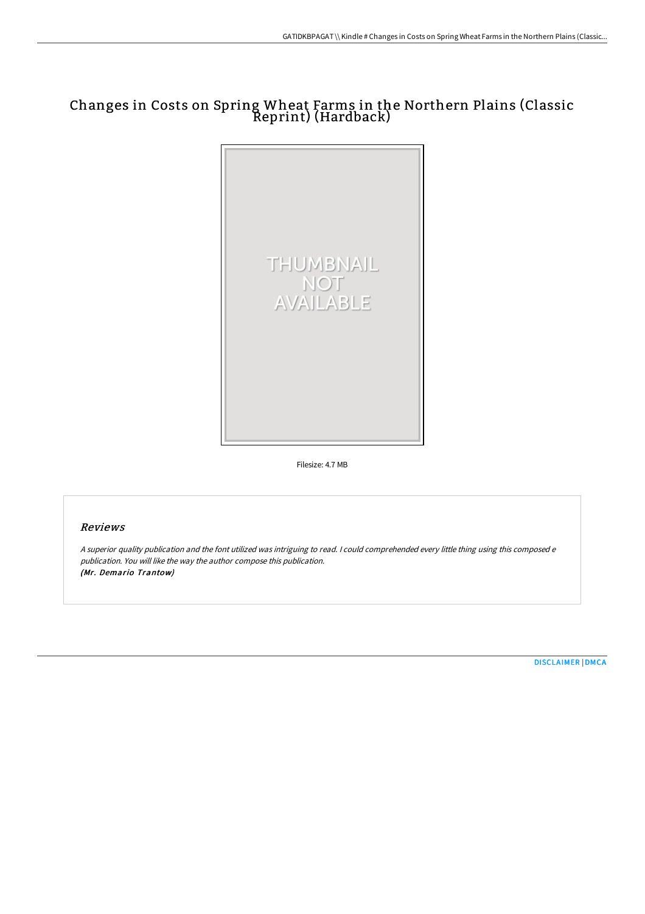# Changes in Costs on Spring Wheat Farms in the Northern Plains (Classic Reprint) (Hardback)

Filesize: 4.7 MB

## Reviews

*A superior quality publication and the font utilized was intriguing to read. I could comprehended every little thing using this composed e publication. You will like the way the author compose this publication.*
*(Mr. Demario Trantow)*

DISCLAIMER | DMCA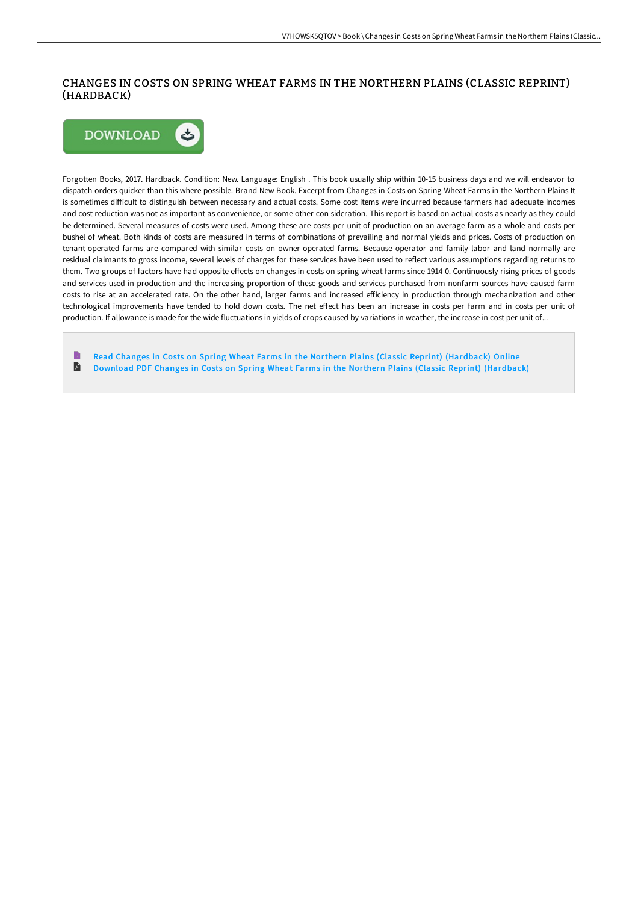# CHANGES IN COSTS ON SPRING WHEAT FARMS IN THE NORTHERN PLAINS (CLASSIC REPRINT) (HARDBACK)

Forgotten Books, 2017. Hardback. Condition: New. Language: English . This book usually ship within 10-15 business days and we will endeavor to dispatch orders quicker than this where possible. Brand New Book. Excerpt from Changes in Costs on Spring Wheat Farms in the Northern Plains It is sometimes difficult to distinguish between necessary and actual costs. Some cost items were incurred because farmers had adequate incomes and cost reduction was not as important as convenience, or some other con sideration. This report is based on actual costs as nearly as they could be determined. Several measures of costs were used. Among these are costs per unit of production on an average farm as a whole and costs per bushel of wheat. Both kinds of costs are measured in terms of combinations of prevailing and normal yields and prices. Costs of production on tenant-operated farms are compared with similar costs on owner-operated farms. Because operator and family labor and land normally are residual claimants to gross income, several levels of charges for these services have been used to reflect various assumptions regarding returns to them. Two groups of factors have had opposite effects on changes in costs on spring wheat farms since 1914-0. Continuously rising prices of goods and services used in production and the increasing proportion of these goods and services purchased from nonfarm sources have caused farm costs to rise at an accelerated rate. On the other hand, larger farms and increased efficiency in production through mechanization and other technological improvements have tended to hold down costs. The net effect has been an increase in costs per farm and in costs per unit of production. If allowance is made for the wide fluctuations in yields of crops caused by variations in weather, the increase in cost per unit of...

Read Changes in Costs on Spring Wheat Farms in the Northern Plains (Classic Reprint) (Hardback) Online

Download PDF Changes in Costs on Spring Wheat Farms in the Northern Plains (Classic Reprint) (Hardback)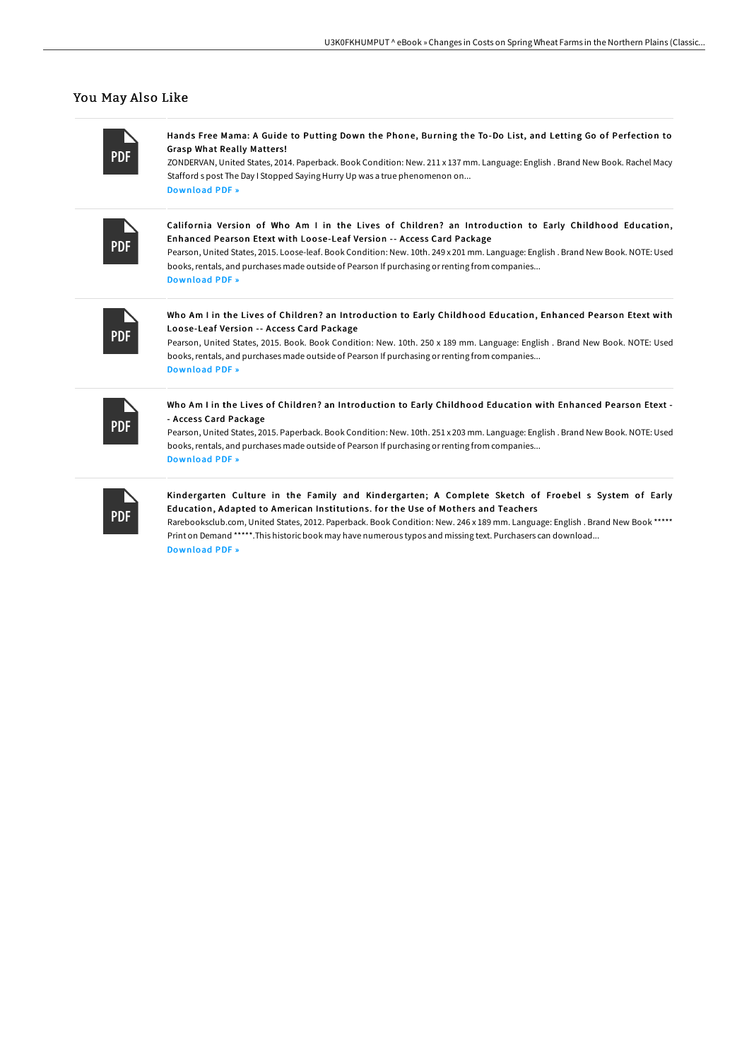## You May Also Like

**Hands Free Mama: A Guide to Putting Down the Phone, Burning the To-Do List, and Letting Go of Perfection to Grasp What Really Matters!**

ZONDERVAN, United States, 2014. Paperback. Book Condition: New. 211 x 137 mm. Language: English . Brand New Book. Rachel Macy Stafford s post The Day I Stopped Saying Hurry Up was a true phenomenon on...

Download PDF »

**California Version of Who Am I in the Lives of Children? an Introduction to Early Childhood Education, Enhanced Pearson Etext with Loose-Leaf Version -- Access Card Package**

Pearson, United States, 2015. Loose-leaf. Book Condition: New. 10th. 249 x 201 mm. Language: English . Brand New Book. NOTE: Used books, rentals, and purchases made outside of Pearson If purchasing or renting from companies...

Download PDF »

**Who Am I in the Lives of Children? an Introduction to Early Childhood Education, Enhanced Pearson Etext with Loose-Leaf Version -- Access Card Package**

Pearson, United States, 2015. Book. Book Condition: New. 10th. 250 x 189 mm. Language: English . Brand New Book. NOTE: Used books, rentals, and purchases made outside of Pearson If purchasing or renting from companies...

Download PDF »

**Who Am I in the Lives of Children? an Introduction to Early Childhood Education with Enhanced Pearson Etext -- Access Card Package**

Pearson, United States, 2015. Paperback. Book Condition: New. 10th. 251 x 203 mm. Language: English . Brand New Book. NOTE: Used books, rentals, and purchases made outside of Pearson If purchasing or renting from companies...

Download PDF »

**Kindergarten Culture in the Family and Kindergarten; A Complete Sketch of Froebel s System of Early Education, Adapted to American Institutions. for the Use of Mothers and Teachers**

Rarebooksclub.com, United States, 2012. Paperback. Book Condition: New. 246 x 189 mm. Language: English . Brand New Book ***** Print on Demand *****.This historic book may have numerous typos and missing text. Purchasers can download...

Download PDF »